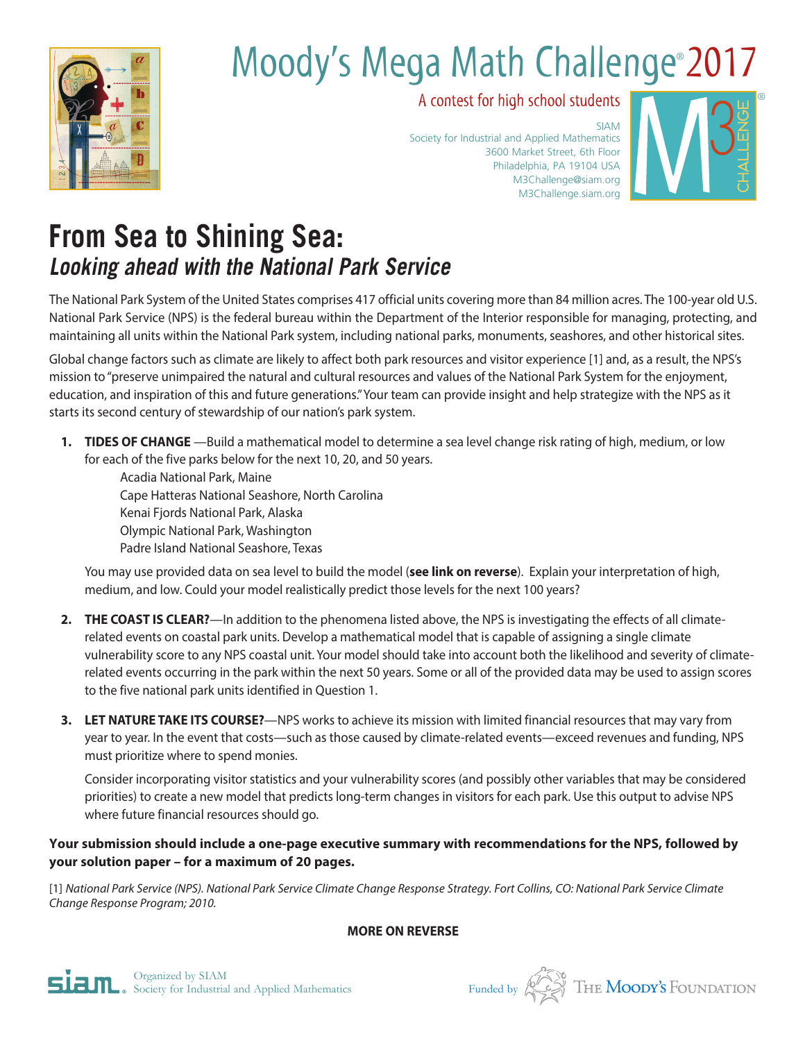# Moody's Mega Math Challenge® 2017

A contest for high school students

SIAM
Society for Industrial and Applied Mathematics
3600 Market Street, 6th Floor
Philadelphia, PA 19104 USA
M3Challenge@siam.org
M3Challenge.siam.org

## From Sea to Shining Sea:
### *Looking ahead with the National Park Service*

The National Park System of the United States comprises 417 official units covering more than 84 million acres. The 100-year old U.S. National Park Service (NPS) is the federal bureau within the Department of the Interior responsible for managing, protecting, and maintaining all units within the National Park system, including national parks, monuments, seashores, and other historical sites.

Global change factors such as climate are likely to affect both park resources and visitor experience [1] and, as a result, the NPS's mission to "preserve unimpaired the natural and cultural resources and values of the National Park System for the enjoyment, education, and inspiration of this and future generations." Your team can provide insight and help strategize with the NPS as it starts its second century of stewardship of our nation's park system.

1. **TIDES OF CHANGE** —Build a mathematical model to determine a sea level change risk rating of high, medium, or low for each of the five parks below for the next 10, 20, and 50 years.

   Acadia National Park, Maine
   Cape Hatteras National Seashore, North Carolina
   Kenai Fjords National Park, Alaska
   Olympic National Park, Washington
   Padre Island National Seashore, Texas

   You may use provided data on sea level to build the model (**see link on reverse**). Explain your interpretation of high, medium, and low. Could your model realistically predict those levels for the next 100 years?

2. **THE COAST IS CLEAR?**—In addition to the phenomena listed above, the NPS is investigating the effects of all climate-related events on coastal park units. Develop a mathematical model that is capable of assigning a single climate vulnerability score to any NPS coastal unit. Your model should take into account both the likelihood and severity of climate-related events occurring in the park within the next 50 years. Some or all of the provided data may be used to assign scores to the five national park units identified in Question 1.

3. **LET NATURE TAKE ITS COURSE?**—NPS works to achieve its mission with limited financial resources that may vary from year to year. In the event that costs—such as those caused by climate-related events—exceed revenues and funding, NPS must prioritize where to spend monies.

   Consider incorporating visitor statistics and your vulnerability scores (and possibly other variables that may be considered priorities) to create a new model that predicts long-term changes in visitors for each park. Use this output to advise NPS where future financial resources should go.

**Your submission should include a one-page executive summary with recommendations for the NPS, followed by your solution paper – for a maximum of 20 pages.**

[1] *National Park Service (NPS). National Park Service Climate Change Response Strategy. Fort Collins, CO: National Park Service Climate Change Response Program; 2010.*

**MORE ON REVERSE**

Organized by SIAM
Society for Industrial and Applied Mathematics

Funded by The Moody's Foundation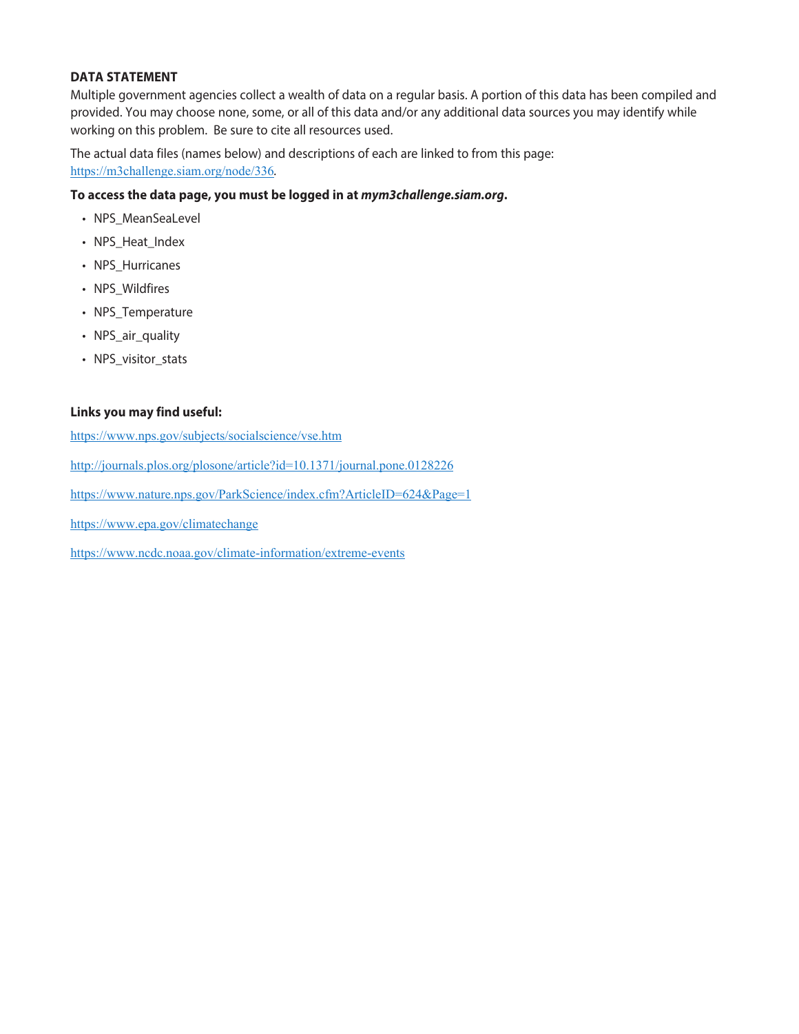**DATA STATEMENT**

Multiple government agencies collect a wealth of data on a regular basis. A portion of this data has been compiled and provided. You may choose none, some, or all of this data and/or any additional data sources you may identify while working on this problem. Be sure to cite all resources used.

The actual data files (names below) and descriptions of each are linked to from this page: https://m3challenge.siam.org/node/336.

**To access the data page, you must be logged in at *mym3challenge.siam.org*.**

- NPS_MeanSeaLevel
- NPS_Heat_Index
- NPS_Hurricanes
- NPS_Wildfires
- NPS_Temperature
- NPS_air_quality
- NPS_visitor_stats

**Links you may find useful:**

https://www.nps.gov/subjects/socialscience/vse.htm

http://journals.plos.org/plosone/article?id=10.1371/journal.pone.0128226

https://www.nature.nps.gov/ParkScience/index.cfm?ArticleID=624&Page=1

https://www.epa.gov/climatechange

https://www.ncdc.noaa.gov/climate-information/extreme-events